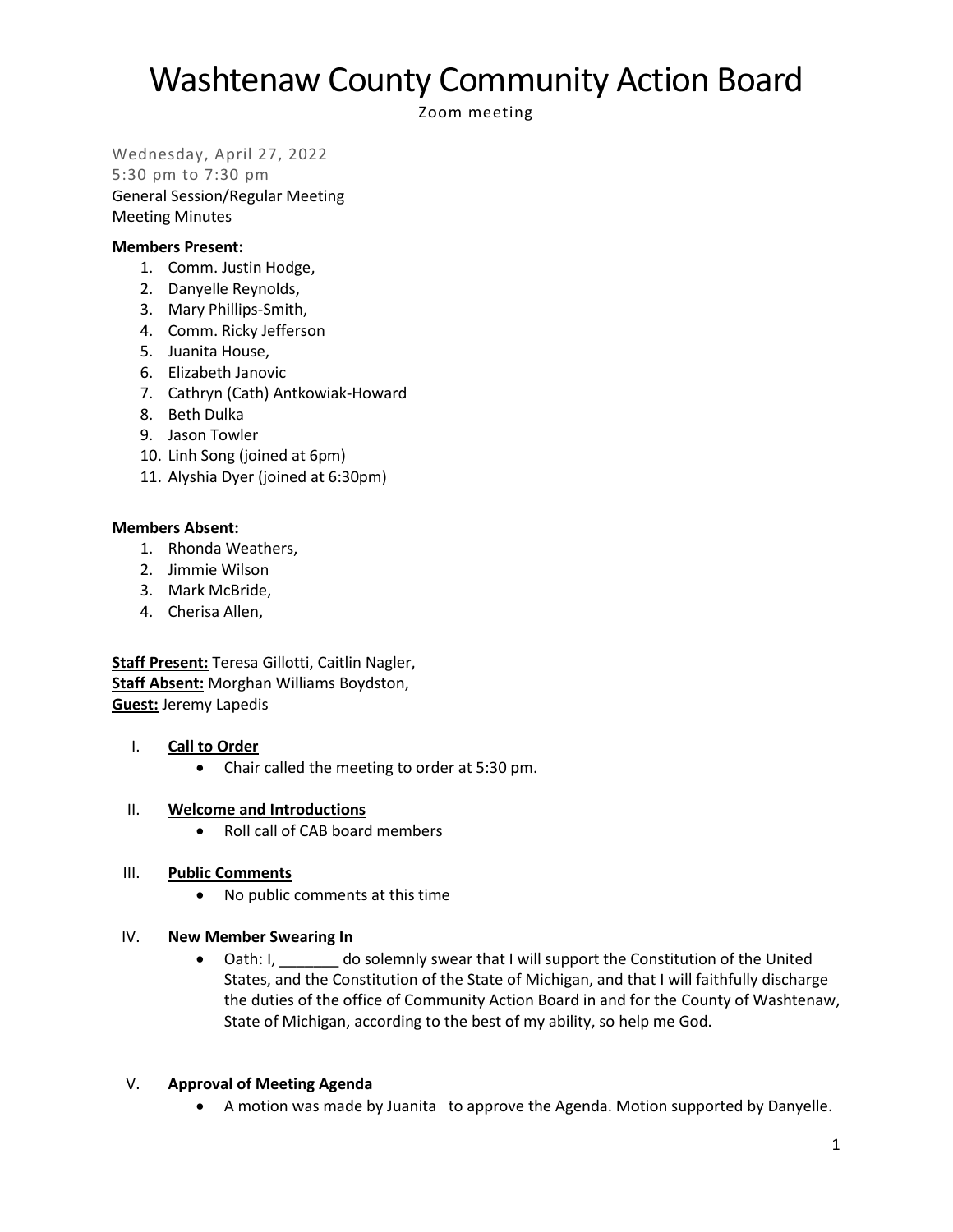# Washtenaw County Community Action Board

Zoom meeting

Wednesday, April 27, 2022
5:30 pm to 7:30 pm
General Session/Regular Meeting
Meeting Minutes

**Members Present:**

1. Comm. Justin Hodge,
2. Danyelle Reynolds,
3. Mary Phillips-Smith,
4. Comm. Ricky Jefferson
5. Juanita House,
6. Elizabeth Janovic
7. Cathryn (Cath) Antkowiak-Howard
8. Beth Dulka
9. Jason Towler
10. Linh Song (joined at 6pm)
11. Alyshia Dyer (joined at 6:30pm)

**Members Absent:**

1. Rhonda Weathers,
2. Jimmie Wilson
3. Mark McBride,
4. Cherisa Allen,

**Staff Present:** Teresa Gillotti, Caitlin Nagler,
**Staff Absent:** Morghan Williams Boydston,
**Guest:** Jeremy Lapedis

I. **Call to Order**
   - Chair called the meeting to order at 5:30 pm.

II. **Welcome and Introductions**
   - Roll call of CAB board members

III. **Public Comments**
   - No public comments at this time

IV. **New Member Swearing In**
   - Oath: I, _______ do solemnly swear that I will support the Constitution of the United States, and the Constitution of the State of Michigan, and that I will faithfully discharge the duties of the office of Community Action Board in and for the County of Washtenaw, State of Michigan, according to the best of my ability, so help me God.

V. **Approval of Meeting Agenda**
   - A motion was made by Juanita to approve the Agenda. Motion supported by Danyelle.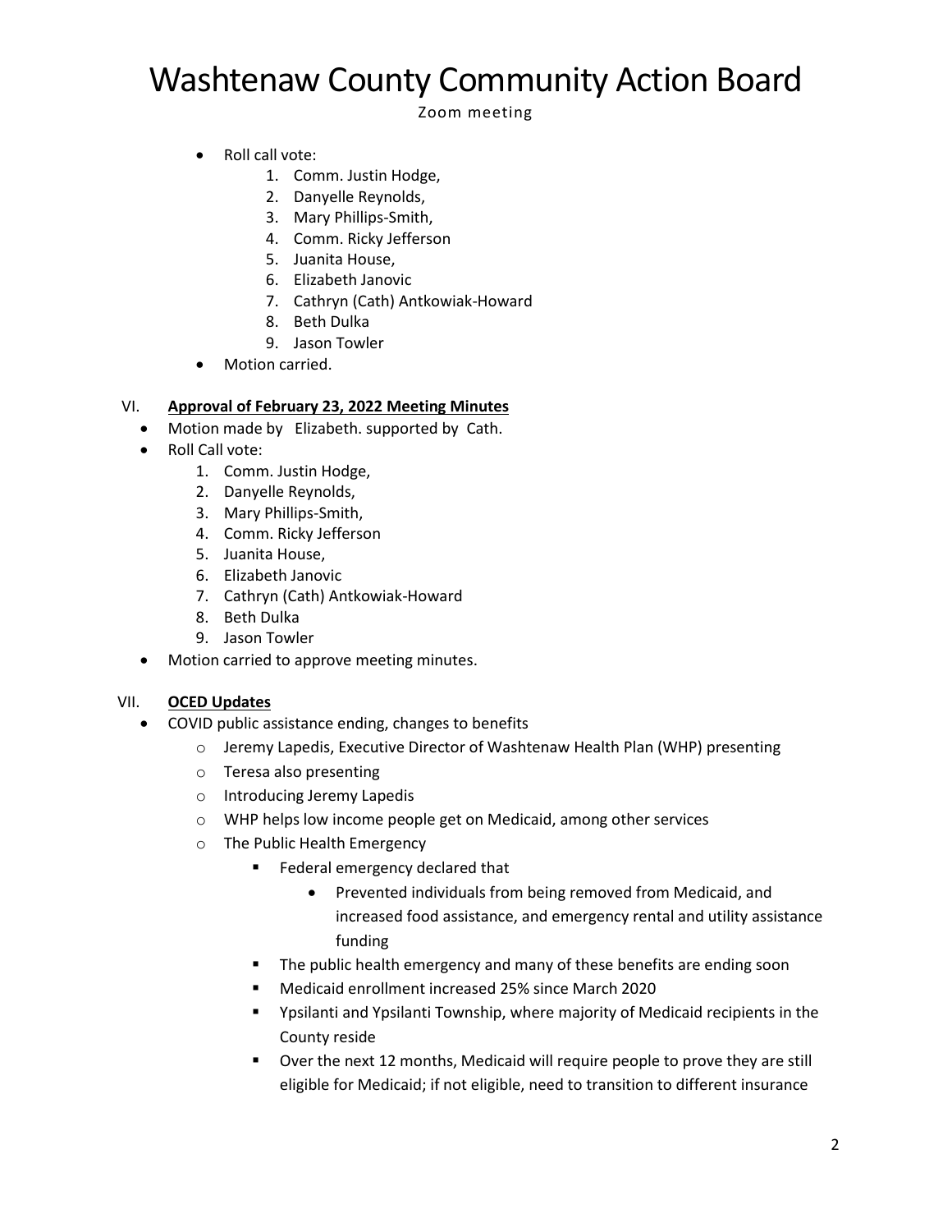- Roll call vote:
    1. Comm. Justin Hodge,
    2. Danyelle Reynolds,
    3. Mary Phillips-Smith,
    4. Comm. Ricky Jefferson
    5. Juanita House,
    6. Elizabeth Janovic
    7. Cathryn (Cath) Antkowiak-Howard
    8. Beth Dulka
    9. Jason Towler
- Motion carried.

VI. **Approval of February 23, 2022 Meeting Minutes**

- Motion made by Elizabeth. supported by Cath.
- Roll Call vote:
    1. Comm. Justin Hodge,
    2. Danyelle Reynolds,
    3. Mary Phillips-Smith,
    4. Comm. Ricky Jefferson
    5. Juanita House,
    6. Elizabeth Janovic
    7. Cathryn (Cath) Antkowiak-Howard
    8. Beth Dulka
    9. Jason Towler
- Motion carried to approve meeting minutes.

VII. **OCED Updates**

- COVID public assistance ending, changes to benefits
    - Jeremy Lapedis, Executive Director of Washtenaw Health Plan (WHP) presenting
    - Teresa also presenting
    - Introducing Jeremy Lapedis
    - WHP helps low income people get on Medicaid, among other services
    - The Public Health Emergency
        - Federal emergency declared that
            - Prevented individuals from being removed from Medicaid, and increased food assistance, and emergency rental and utility assistance funding
        - The public health emergency and many of these benefits are ending soon
        - Medicaid enrollment increased 25% since March 2020
        - Ypsilanti and Ypsilanti Township, where majority of Medicaid recipients in the County reside
        - Over the next 12 months, Medicaid will require people to prove they are still eligible for Medicaid; if not eligible, need to transition to different insurance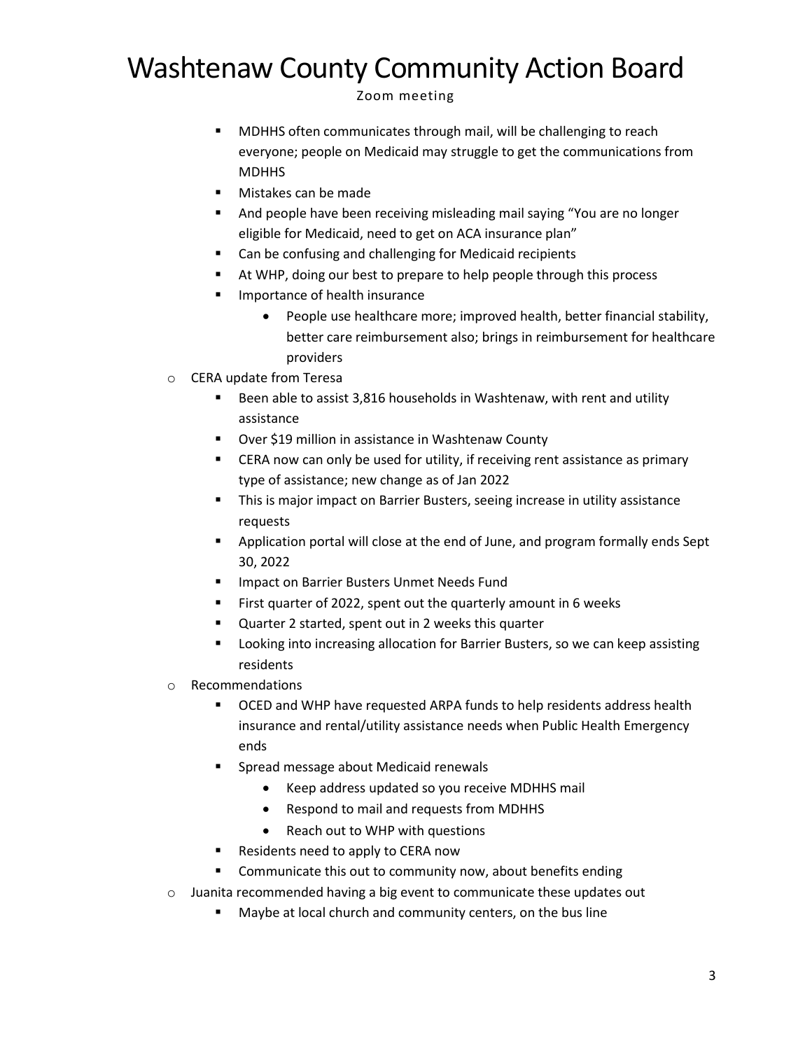# Washtenaw County Community Action Board

Zoom meeting

        - MDHHS often communicates through mail, will be challenging to reach everyone; people on Medicaid may struggle to get the communications from MDHHS
        - Mistakes can be made
        - And people have been receiving misleading mail saying "You are no longer eligible for Medicaid, need to get on ACA insurance plan"
        - Can be confusing and challenging for Medicaid recipients
        - At WHP, doing our best to prepare to help people through this process
        - Importance of health insurance
            - People use healthcare more; improved health, better financial stability, better care reimbursement also; brings in reimbursement for healthcare providers
    - CERA update from Teresa
        - Been able to assist 3,816 households in Washtenaw, with rent and utility assistance
        - Over $19 million in assistance in Washtenaw County
        - CERA now can only be used for utility, if receiving rent assistance as primary type of assistance; new change as of Jan 2022
        - This is major impact on Barrier Busters, seeing increase in utility assistance requests
        - Application portal will close at the end of June, and program formally ends Sept 30, 2022
        - Impact on Barrier Busters Unmet Needs Fund
        - First quarter of 2022, spent out the quarterly amount in 6 weeks
        - Quarter 2 started, spent out in 2 weeks this quarter
        - Looking into increasing allocation for Barrier Busters, so we can keep assisting residents
    - Recommendations
        - OCED and WHP have requested ARPA funds to help residents address health insurance and rental/utility assistance needs when Public Health Emergency ends
        - Spread message about Medicaid renewals
            - Keep address updated so you receive MDHHS mail
            - Respond to mail and requests from MDHHS
            - Reach out to WHP with questions
        - Residents need to apply to CERA now
        - Communicate this out to community now, about benefits ending
    - Juanita recommended having a big event to communicate these updates out
        - Maybe at local church and community centers, on the bus line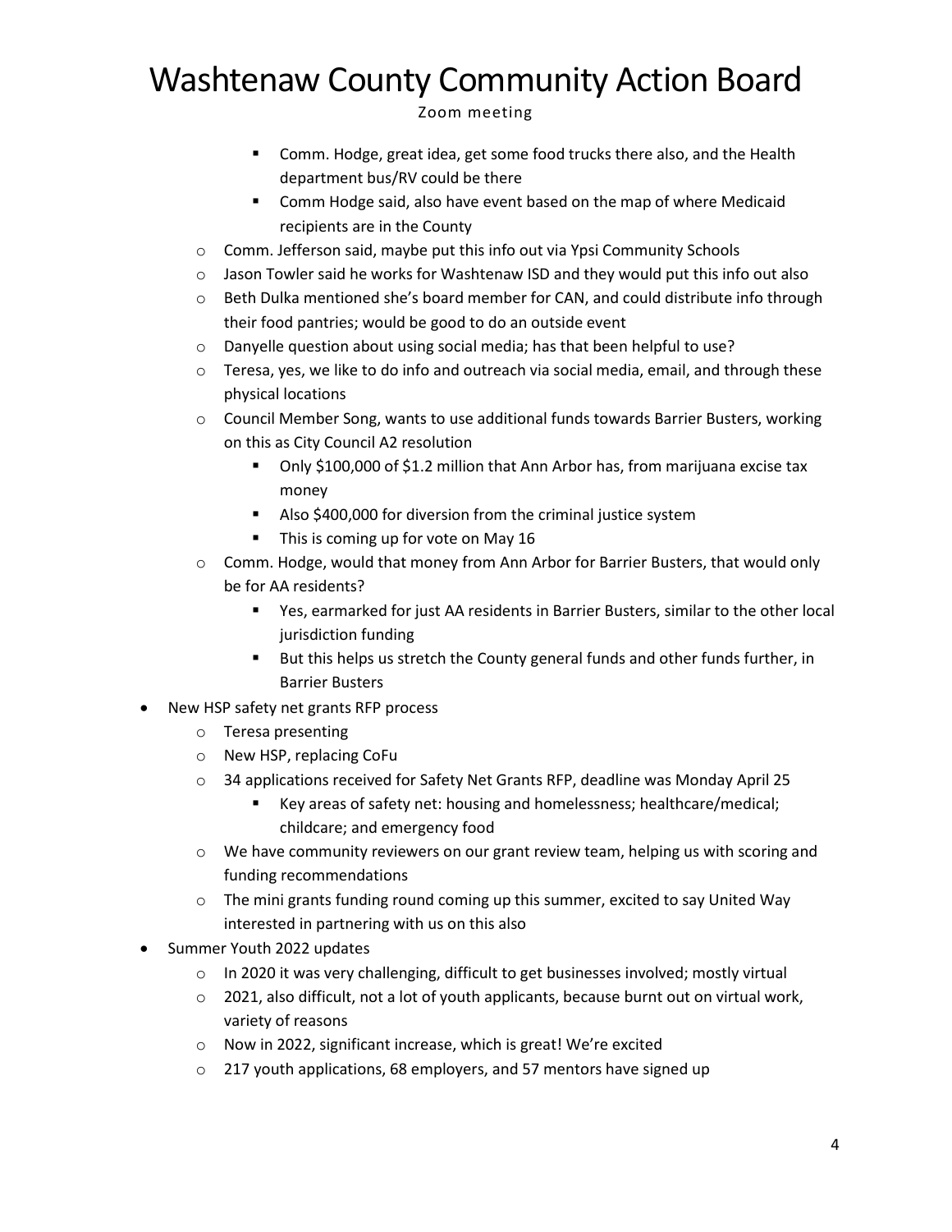# Washtenaw County Community Action Board

Zoom meeting

        - Comm. Hodge, great idea, get some food trucks there also, and the Health department bus/RV could be there
        - Comm Hodge said, also have event based on the map of where Medicaid recipients are in the County
    - Comm. Jefferson said, maybe put this info out via Ypsi Community Schools
    - Jason Towler said he works for Washtenaw ISD and they would put this info out also
    - Beth Dulka mentioned she's board member for CAN, and could distribute info through their food pantries; would be good to do an outside event
    - Danyelle question about using social media; has that been helpful to use?
    - Teresa, yes, we like to do info and outreach via social media, email, and through these physical locations
    - Council Member Song, wants to use additional funds towards Barrier Busters, working on this as City Council A2 resolution
        - Only $100,000 of $1.2 million that Ann Arbor has, from marijuana excise tax money
        - Also $400,000 for diversion from the criminal justice system
        - This is coming up for vote on May 16
    - Comm. Hodge, would that money from Ann Arbor for Barrier Busters, that would only be for AA residents?
        - Yes, earmarked for just AA residents in Barrier Busters, similar to the other local jurisdiction funding
        - But this helps us stretch the County general funds and other funds further, in Barrier Busters
- New HSP safety net grants RFP process
    - Teresa presenting
    - New HSP, replacing CoFu
    - 34 applications received for Safety Net Grants RFP, deadline was Monday April 25
        - Key areas of safety net: housing and homelessness; healthcare/medical; childcare; and emergency food
    - We have community reviewers on our grant review team, helping us with scoring and funding recommendations
    - The mini grants funding round coming up this summer, excited to say United Way interested in partnering with us on this also
- Summer Youth 2022 updates
    - In 2020 it was very challenging, difficult to get businesses involved; mostly virtual
    - 2021, also difficult, not a lot of youth applicants, because burnt out on virtual work, variety of reasons
    - Now in 2022, significant increase, which is great! We're excited
    - 217 youth applications, 68 employers, and 57 mentors have signed up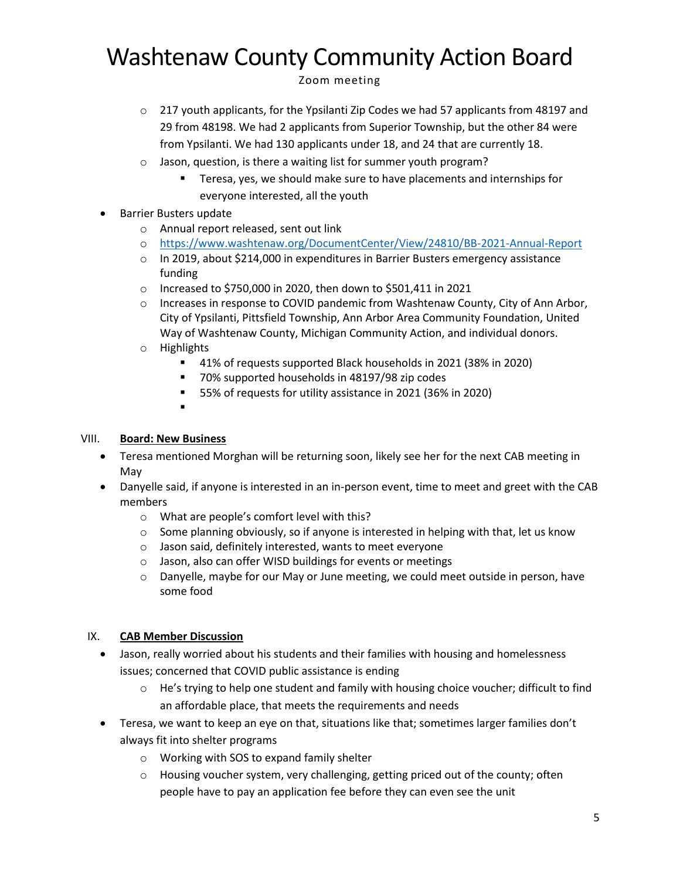- 217 youth applicants, for the Ypsilanti Zip Codes we had 57 applicants from 48197 and 29 from 48198. We had 2 applicants from Superior Township, but the other 84 were from Ypsilanti. We had 130 applicants under 18, and 24 that are currently 18.
- Jason, question, is there a waiting list for summer youth program?
  - Teresa, yes, we should make sure to have placements and internships for everyone interested, all the youth

- Barrier Busters update
  - Annual report released, sent out link
  - https://www.washtenaw.org/DocumentCenter/View/24810/BB-2021-Annual-Report
  - In 2019, about $214,000 in expenditures in Barrier Busters emergency assistance funding
  - Increased to $750,000 in 2020, then down to $501,411 in 2021
  - Increases in response to COVID pandemic from Washtenaw County, City of Ann Arbor, City of Ypsilanti, Pittsfield Township, Ann Arbor Area Community Foundation, United Way of Washtenaw County, Michigan Community Action, and individual donors.
  - Highlights
    - 41% of requests supported Black households in 2021 (38% in 2020)
    - 70% supported households in 48197/98 zip codes
    - 55% of requests for utility assistance in 2021 (36% in 2020)

## VIII. **Board: New Business**

- Teresa mentioned Morghan will be returning soon, likely see her for the next CAB meeting in May
- Danyelle said, if anyone is interested in an in-person event, time to meet and greet with the CAB members
  - What are people's comfort level with this?
  - Some planning obviously, so if anyone is interested in helping with that, let us know
  - Jason said, definitely interested, wants to meet everyone
  - Jason, also can offer WISD buildings for events or meetings
  - Danyelle, maybe for our May or June meeting, we could meet outside in person, have some food

## IX. **CAB Member Discussion**

- Jason, really worried about his students and their families with housing and homelessness issues; concerned that COVID public assistance is ending
  - He's trying to help one student and family with housing choice voucher; difficult to find an affordable place, that meets the requirements and needs
- Teresa, we want to keep an eye on that, situations like that; sometimes larger families don't always fit into shelter programs
  - Working with SOS to expand family shelter
  - Housing voucher system, very challenging, getting priced out of the county; often people have to pay an application fee before they can even see the unit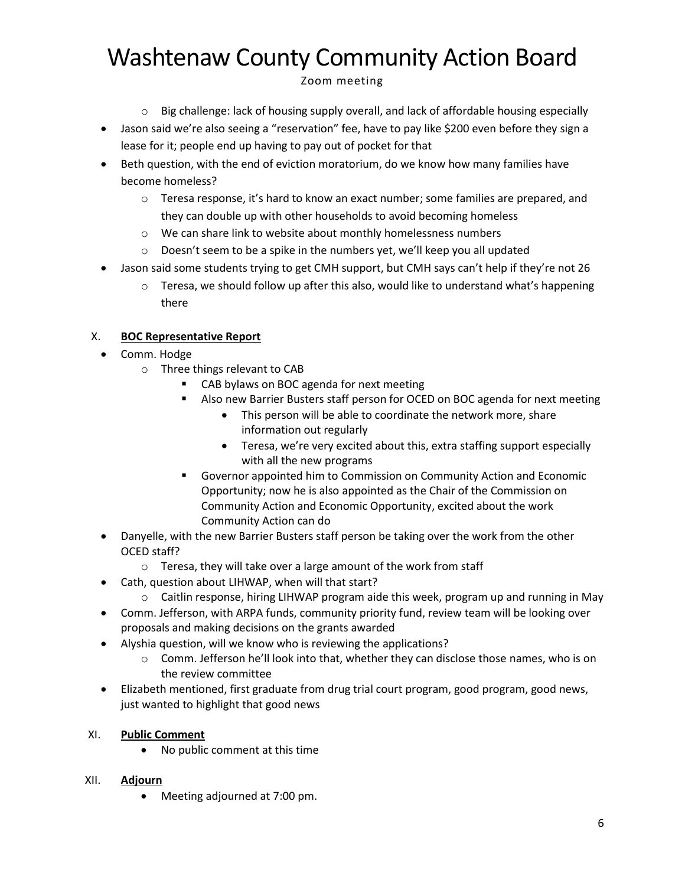- Big challenge: lack of housing supply overall, and lack of affordable housing especially
- Jason said we're also seeing a "reservation" fee, have to pay like $200 even before they sign a lease for it; people end up having to pay out of pocket for that
- Beth question, with the end of eviction moratorium, do we know how many families have become homeless?
  - Teresa response, it's hard to know an exact number; some families are prepared, and they can double up with other households to avoid becoming homeless
  - We can share link to website about monthly homelessness numbers
  - Doesn't seem to be a spike in the numbers yet, we'll keep you all updated
- Jason said some students trying to get CMH support, but CMH says can't help if they're not 26
  - Teresa, we should follow up after this also, would like to understand what's happening there

X. **BOC Representative Report**

- Comm. Hodge
  - Three things relevant to CAB
    - CAB bylaws on BOC agenda for next meeting
    - Also new Barrier Busters staff person for OCED on BOC agenda for next meeting
      - This person will be able to coordinate the network more, share information out regularly
      - Teresa, we're very excited about this, extra staffing support especially with all the new programs
    - Governor appointed him to Commission on Community Action and Economic Opportunity; now he is also appointed as the Chair of the Commission on Community Action and Economic Opportunity, excited about the work Community Action can do
- Danyelle, with the new Barrier Busters staff person be taking over the work from the other OCED staff?
  - Teresa, they will take over a large amount of the work from staff
- Cath, question about LIHWAP, when will that start?
  - Caitlin response, hiring LIHWAP program aide this week, program up and running in May
- Comm. Jefferson, with ARPA funds, community priority fund, review team will be looking over proposals and making decisions on the grants awarded
- Alyshia question, will we know who is reviewing the applications?
  - Comm. Jefferson he'll look into that, whether they can disclose those names, who is on the review committee
- Elizabeth mentioned, first graduate from drug trial court program, good program, good news, just wanted to highlight that good news

XI. **Public Comment**

- No public comment at this time

XII. **Adjourn**

- Meeting adjourned at 7:00 pm.